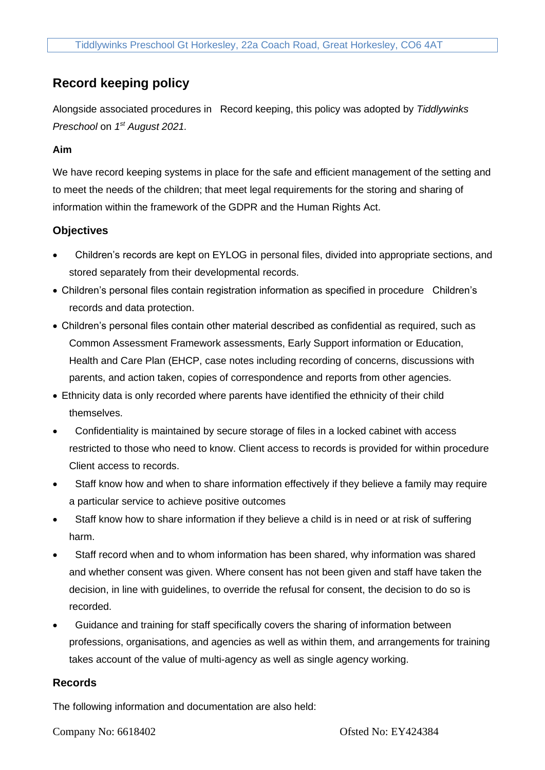# Record keeping policy

Alongside associated procedures in Record keeping, this policy was adopted by *Tiddlywinks Preschool* on *1st August 2021.*

### Aim

We have record keeping systems in place for the safe and efficient management of the setting and to meet the needs of the children; that meet legal requirements for the storing and sharing of information within the framework of the GDPR and the Human Rights Act.

## Objectives

- Children's records are kept on EYLOG in personal files, divided into appropriate sections, and stored separately from their developmental records.
- Children's personal files contain registration information as specified in procedure Children's records and data protection.
- Children's personal files contain other material described as confidential as required, such as Common Assessment Framework assessments, Early Support information or Education, Health and Care Plan (EHCP, case notes including recording of concerns, discussions with parents, and action taken, copies of correspondence and reports from other agencies.
- Ethnicity data is only recorded where parents have identified the ethnicity of their child themselves.
- Confidentiality is maintained by secure storage of files in a locked cabinet with access restricted to those who need to know. Client access to records is provided for within procedure Client access to records.
- Staff know how and when to share information effectively if they believe a family may require a particular service to achieve positive outcomes
- Staff know how to share information if they believe a child is in need or at risk of suffering harm.
- Staff record when and to whom information has been shared, why information was shared and whether consent was given. Where consent has not been given and staff have taken the decision, in line with guidelines, to override the refusal for consent, the decision to do so is recorded.
- Guidance and training for staff specifically covers the sharing of information between professions, organisations, and agencies as well as within them, and arrangements for training takes account of the value of multi-agency as well as single agency working.

## Records

The following information and documentation are also held: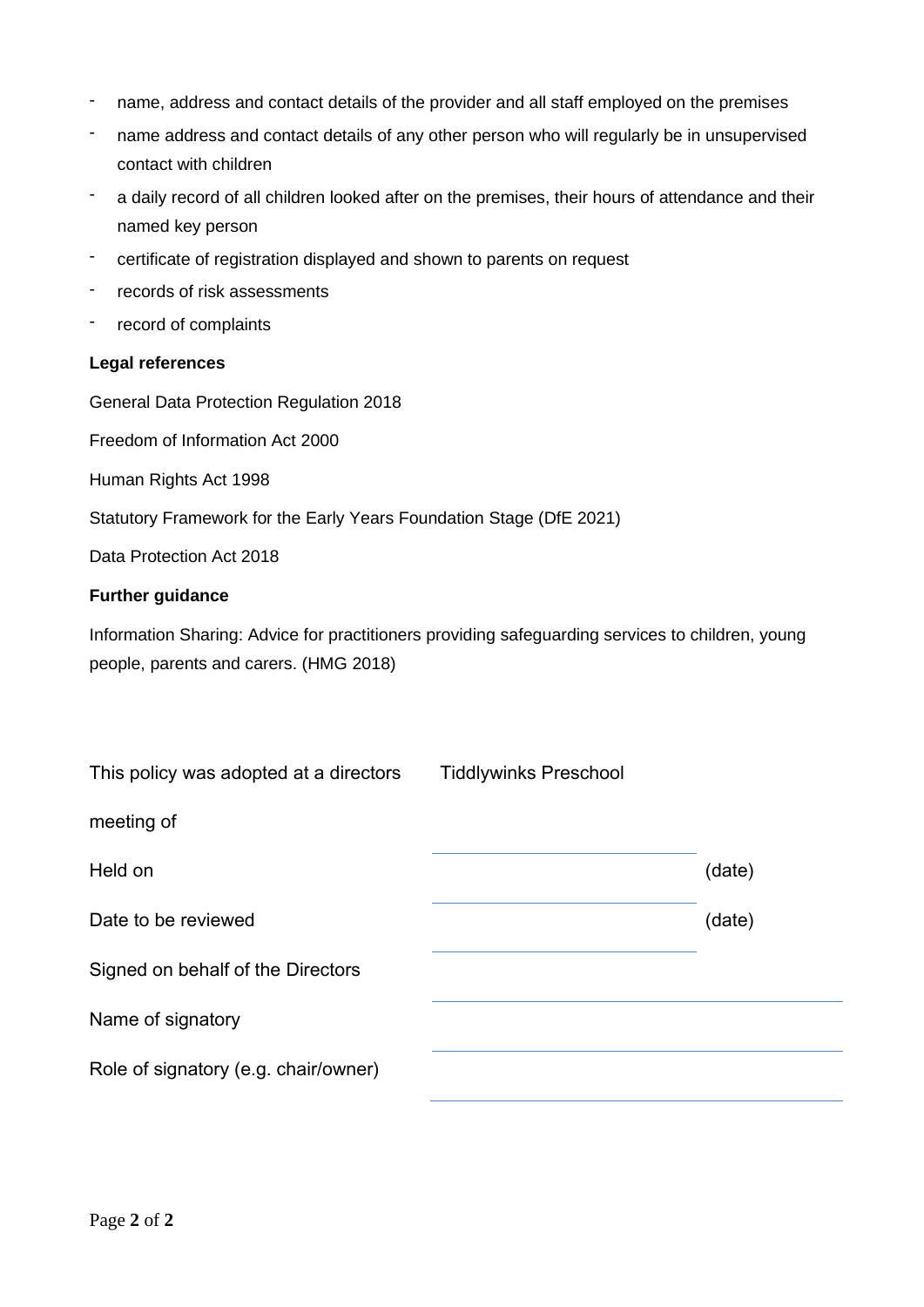- name, address and contact details of the provider and all staff employed on the premises
- name address and contact details of any other person who will regularly be in unsupervised contact with children
- a daily record of all children looked after on the premises, their hours of attendance and their named key person
- certificate of registration displayed and shown to parents on request
- records of risk assessments
- record of complaints

**Legal references**

General Data Protection Regulation 2018

Freedom of Information Act 2000

Human Rights Act 1998

Statutory Framework for the Early Years Foundation Stage (DfE 2021)

Data Protection Act 2018

**Further guidance**

Information Sharing: Advice for practitioners providing safeguarding services to children, young people, parents and carers. (HMG 2018)

| | | |
|---|---|---|
| This policy was adopted at a directors meeting of | Tiddlywinks Preschool | |
| Held on | | (date) |
| Date to be reviewed | | (date) |
| Signed on behalf of the Directors | | |
| Name of signatory | | |
| Role of signatory (e.g. chair/owner) | | |